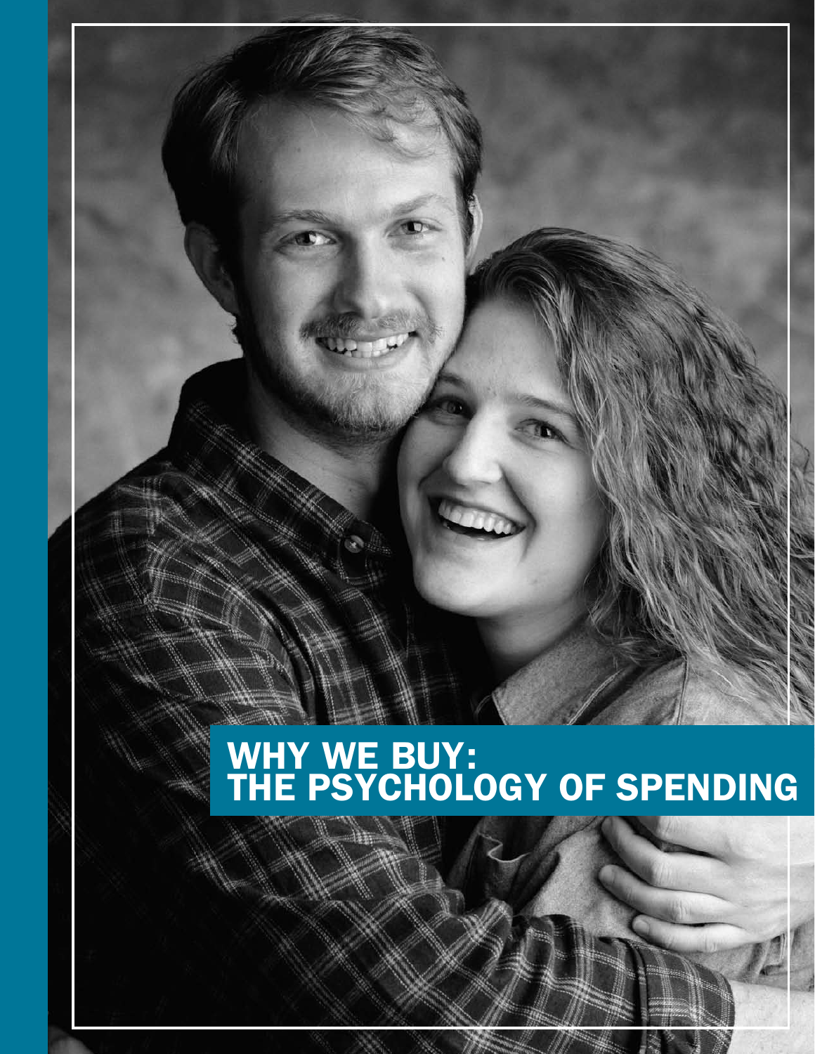# WHY WE BUY: THE PSYCHOLOGY OF SPENDING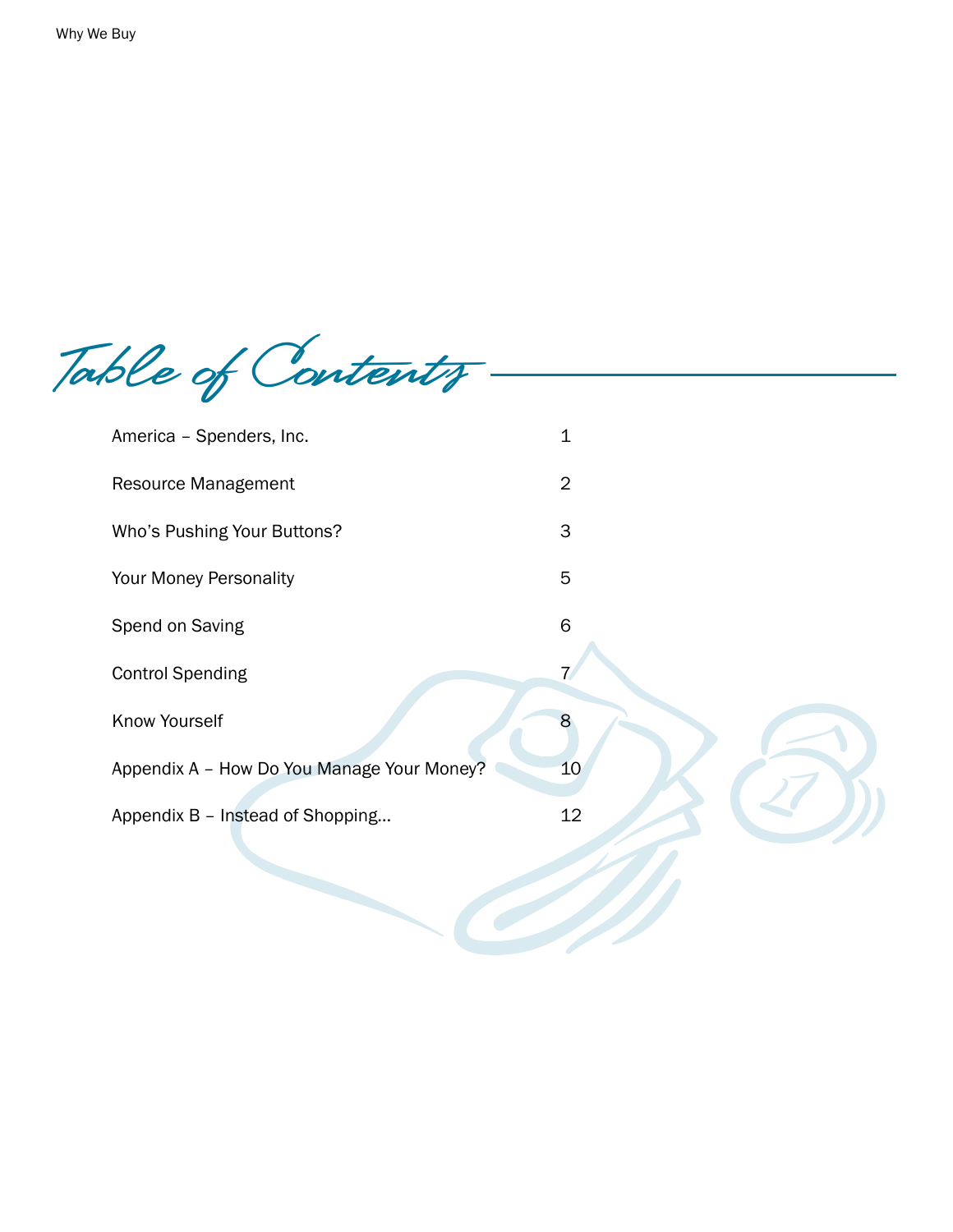# Table of Contents

| | |
|---|---|
| America – Spenders, Inc. | 1 |
| Resource Management | 2 |
| Who's Pushing Your Buttons? | 3 |
| Your Money Personality | 5 |
| Spend on Saving | 6 |
| Control Spending | 7 |
| Know Yourself | 8 |
| Appendix A – How Do You Manage Your Money? | 10 |
| Appendix B – Instead of Shopping… | 12 |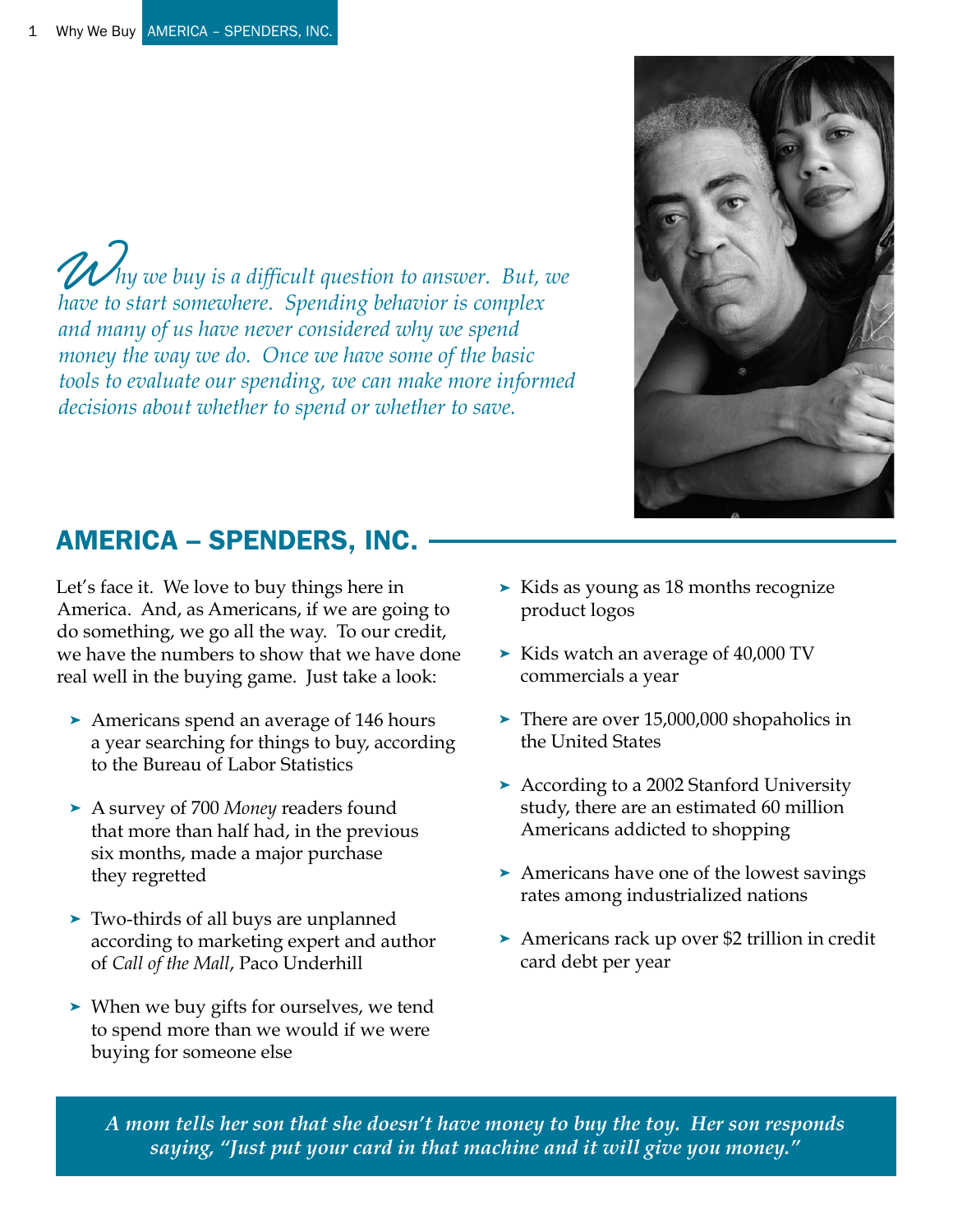*Why we buy is a difficult question to answer. But, we have to start somewhere. Spending behavior is complex and many of us have never considered why we spend money the way we do. Once we have some of the basic tools to evaluate our spending, we can make more informed decisions about whether to spend or whether to save.*

## AMERICA – SPENDERS, INC.

Let's face it. We love to buy things here in America. And, as Americans, if we are going to do something, we go all the way. To our credit, we have the numbers to show that we have done real well in the buying game. Just take a look:

- Americans spend an average of 146 hours a year searching for things to buy, according to the Bureau of Labor Statistics
- A survey of 700 *Money* readers found that more than half had, in the previous six months, made a major purchase they regretted
- Two-thirds of all buys are unplanned according to marketing expert and author of *Call of the Mall*, Paco Underhill
- When we buy gifts for ourselves, we tend to spend more than we would if we were buying for someone else
- Kids as young as 18 months recognize product logos
- Kids watch an average of 40,000 TV commercials a year
- There are over 15,000,000 shopaholics in the United States
- According to a 2002 Stanford University study, there are an estimated 60 million Americans addicted to shopping
- Americans have one of the lowest savings rates among industrialized nations
- Americans rack up over $2 trillion in credit card debt per year

***A mom tells her son that she doesn't have money to buy the toy. Her son responds saying, "Just put your card in that machine and it will give you money."***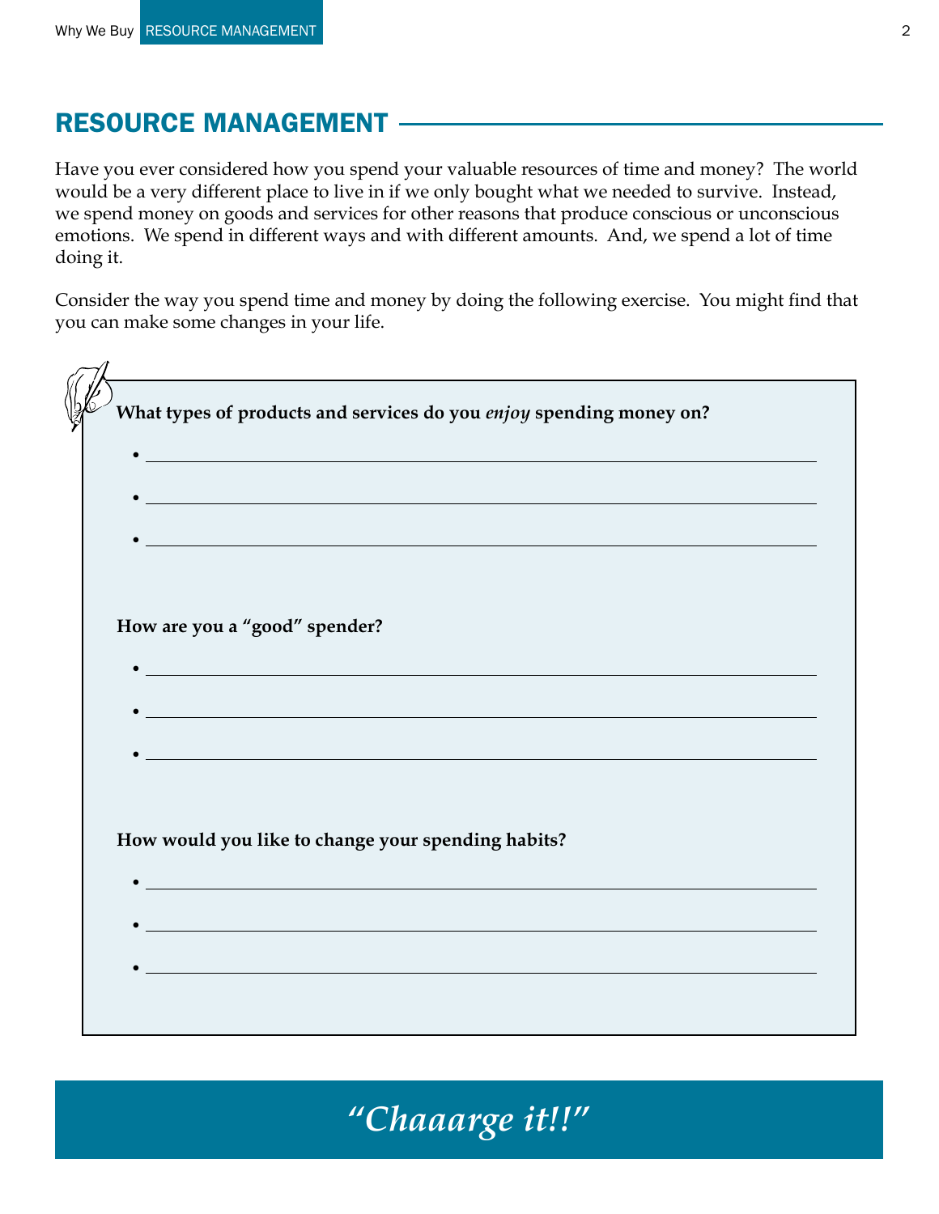## RESOURCE MANAGEMENT

Have you ever considered how you spend your valuable resources of time and money? The world would be a very different place to live in if we only bought what we needed to survive. Instead, we spend money on goods and services for other reasons that produce conscious or unconscious emotions. We spend in different ways and with different amounts. And, we spend a lot of time doing it.

Consider the way you spend time and money by doing the following exercise. You might find that you can make some changes in your life.

**What types of products and services do you *enjoy* spending money on?**

- ______________________________
- ______________________________
- ______________________________

**How are you a "good" spender?**

- ______________________________
- ______________________________
- ______________________________

**How would you like to change your spending habits?**

- ______________________________
- ______________________________
- ______________________________

*"Chaaarge it!!"*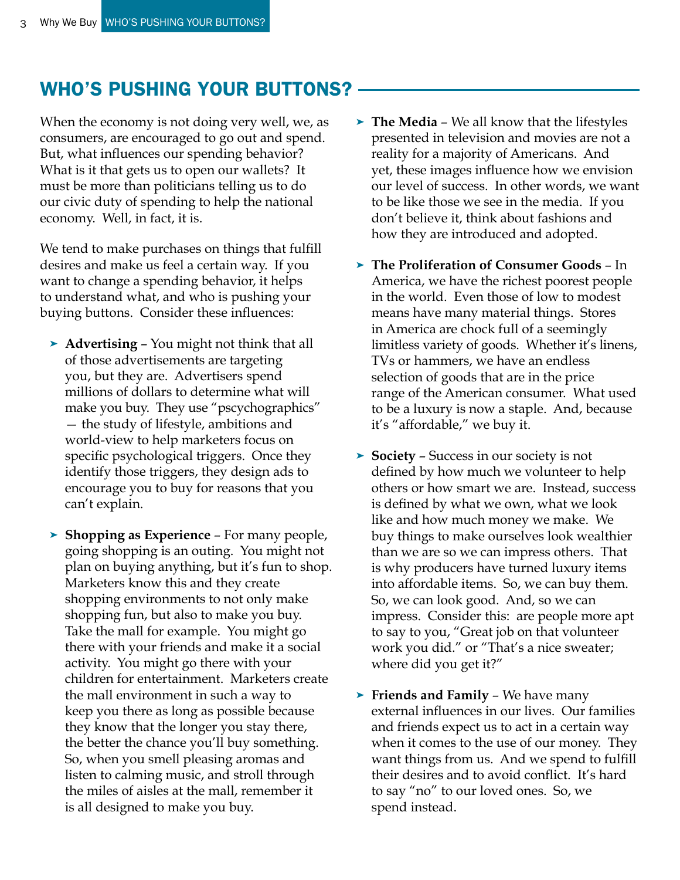## WHO'S PUSHING YOUR BUTTONS?

When the economy is not doing very well, we, as consumers, are encouraged to go out and spend. But, what influences our spending behavior? What is it that gets us to open our wallets? It must be more than politicians telling us to do our civic duty of spending to help the national economy. Well, in fact, it is.

We tend to make purchases on things that fulfill desires and make us feel a certain way. If you want to change a spending behavior, it helps to understand what, and who is pushing your buying buttons. Consider these influences:

- **Advertising** – You might not think that all of those advertisements are targeting you, but they are. Advertisers spend millions of dollars to determine what will make you buy. They use "pscychographics" — the study of lifestyle, ambitions and world-view to help marketers focus on specific psychological triggers. Once they identify those triggers, they design ads to encourage you to buy for reasons that you can't explain.

- **Shopping as Experience** – For many people, going shopping is an outing. You might not plan on buying anything, but it's fun to shop. Marketers know this and they create shopping environments to not only make shopping fun, but also to make you buy. Take the mall for example. You might go there with your friends and make it a social activity. You might go there with your children for entertainment. Marketers create the mall environment in such a way to keep you there as long as possible because they know that the longer you stay there, the better the chance you'll buy something. So, when you smell pleasing aromas and listen to calming music, and stroll through the miles of aisles at the mall, remember it is all designed to make you buy.

- **The Media** – We all know that the lifestyles presented in television and movies are not a reality for a majority of Americans. And yet, these images influence how we envision our level of success. In other words, we want to be like those we see in the media. If you don't believe it, think about fashions and how they are introduced and adopted.

- **The Proliferation of Consumer Goods** – In America, we have the richest poorest people in the world. Even those of low to modest means have many material things. Stores in America are chock full of a seemingly limitless variety of goods. Whether it's linens, TVs or hammers, we have an endless selection of goods that are in the price range of the American consumer. What used to be a luxury is now a staple. And, because it's "affordable," we buy it.

- **Society** – Success in our society is not defined by how much we volunteer to help others or how smart we are. Instead, success is defined by what we own, what we look like and how much money we make. We buy things to make ourselves look wealthier than we are so we can impress others. That is why producers have turned luxury items into affordable items. So, we can buy them. So, we can look good. And, so we can impress. Consider this: are people more apt to say to you, "Great job on that volunteer work you did." or "That's a nice sweater; where did you get it?"

- **Friends and Family** – We have many external influences in our lives. Our families and friends expect us to act in a certain way when it comes to the use of our money. They want things from us. And we spend to fulfill their desires and to avoid conflict. It's hard to say "no" to our loved ones. So, we spend instead.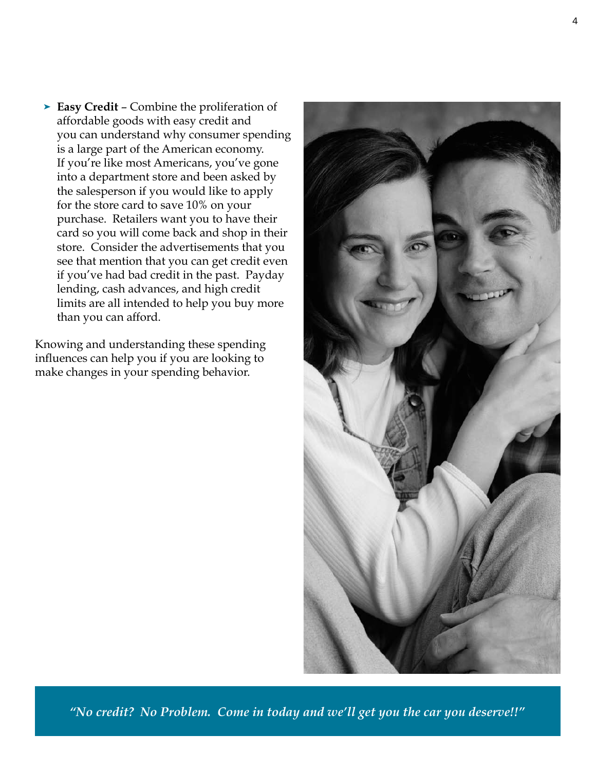- **Easy Credit** – Combine the proliferation of affordable goods with easy credit and you can understand why consumer spending is a large part of the American economy. If you're like most Americans, you've gone into a department store and been asked by the salesperson if you would like to apply for the store card to save 10% on your purchase. Retailers want you to have their card so you will come back and shop in their store. Consider the advertisements that you see that mention that you can get credit even if you've had bad credit in the past. Payday lending, cash advances, and high credit limits are all intended to help you buy more than you can afford.

Knowing and understanding these spending influences can help you if you are looking to make changes in your spending behavior.

*"No credit? No Problem. Come in today and we'll get you the car you deserve!!"*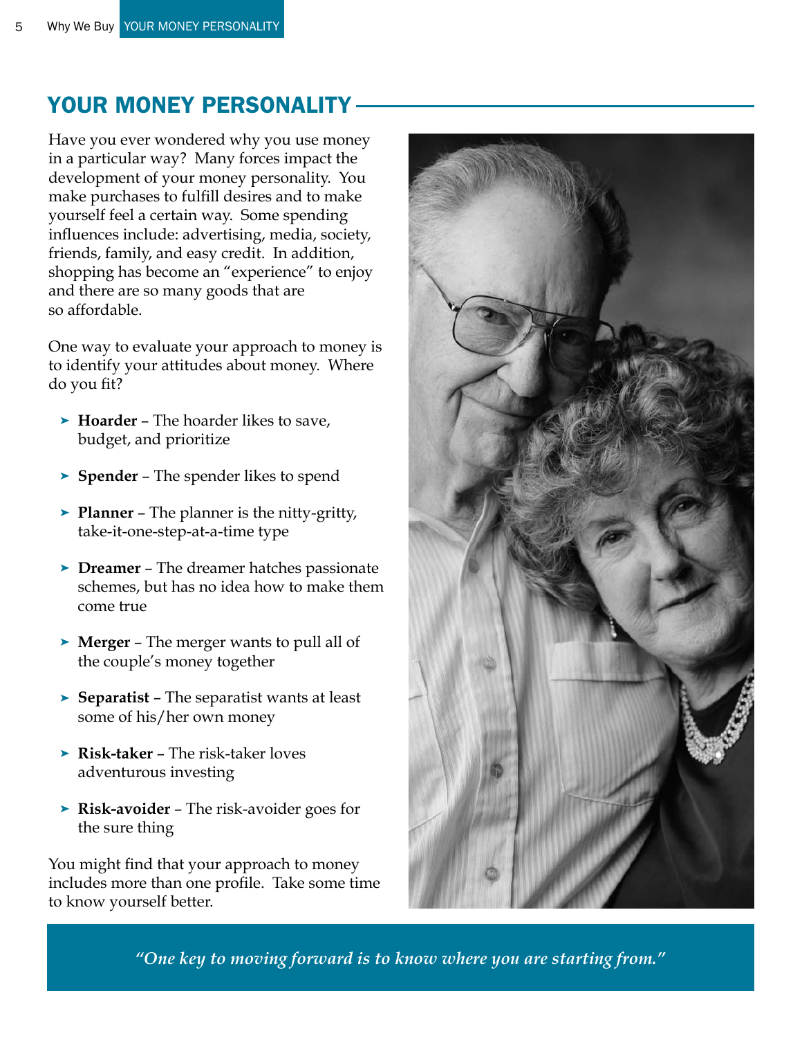## YOUR MONEY PERSONALITY

Have you ever wondered why you use money in a particular way? Many forces impact the development of your money personality. You make purchases to fulfill desires and to make yourself feel a certain way. Some spending influences include: advertising, media, society, friends, family, and easy credit. In addition, shopping has become an "experience" to enjoy and there are so many goods that are so affordable.

One way to evaluate your approach to money is to identify your attitudes about money. Where do you fit?

- **Hoarder** – The hoarder likes to save, budget, and prioritize
- **Spender** – The spender likes to spend
- **Planner** – The planner is the nitty-gritty, take-it-one-step-at-a-time type
- **Dreamer** – The dreamer hatches passionate schemes, but has no idea how to make them come true
- **Merger** – The merger wants to pull all of the couple's money together
- **Separatist** – The separatist wants at least some of his/her own money
- **Risk-taker** – The risk-taker loves adventurous investing
- **Risk-avoider** – The risk-avoider goes for the sure thing

You might find that your approach to money includes more than one profile. Take some time to know yourself better.

*"One key to moving forward is to know where you are starting from."*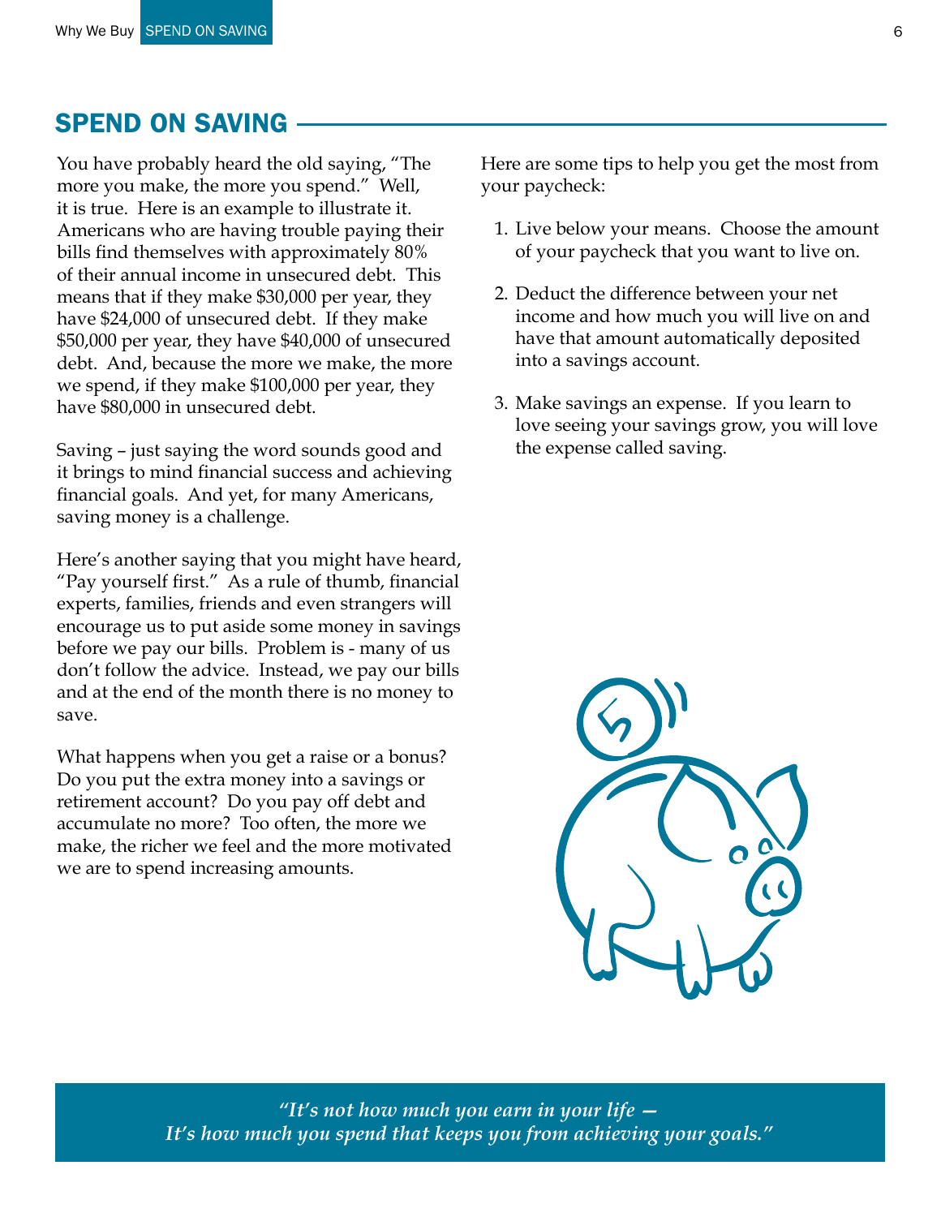## SPEND ON SAVING

You have probably heard the old saying, "The more you make, the more you spend." Well, it is true. Here is an example to illustrate it. Americans who are having trouble paying their bills find themselves with approximately 80% of their annual income in unsecured debt. This means that if they make $30,000 per year, they have $24,000 of unsecured debt. If they make $50,000 per year, they have $40,000 of unsecured debt. And, because the more we make, the more we spend, if they make $100,000 per year, they have $80,000 in unsecured debt.

Saving – just saying the word sounds good and it brings to mind financial success and achieving financial goals. And yet, for many Americans, saving money is a challenge.

Here's another saying that you might have heard, "Pay yourself first." As a rule of thumb, financial experts, families, friends and even strangers will encourage us to put aside some money in savings before we pay our bills. Problem is - many of us don't follow the advice. Instead, we pay our bills and at the end of the month there is no money to save.

What happens when you get a raise or a bonus? Do you put the extra money into a savings or retirement account? Do you pay off debt and accumulate no more? Too often, the more we make, the richer we feel and the more motivated we are to spend increasing amounts.

Here are some tips to help you get the most from your paycheck:

1. Live below your means. Choose the amount of your paycheck that you want to live on.
2. Deduct the difference between your net income and how much you will live on and have that amount automatically deposited into a savings account.
3. Make savings an expense. If you learn to love seeing your savings grow, you will love the expense called saving.

*"It's not how much you earn in your life — It's how much you spend that keeps you from achieving your goals."*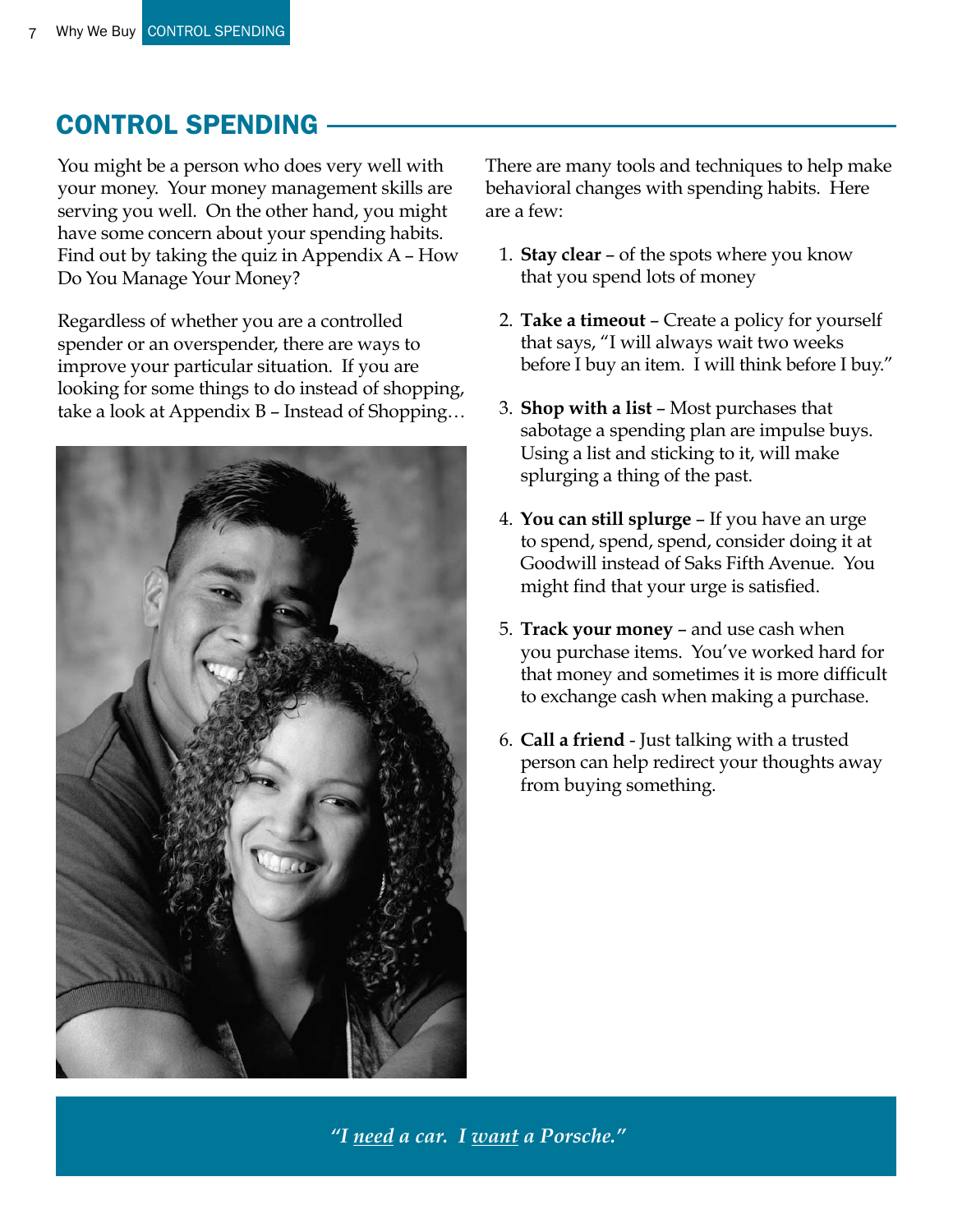## CONTROL SPENDING

You might be a person who does very well with your money. Your money management skills are serving you well. On the other hand, you might have some concern about your spending habits. Find out by taking the quiz in Appendix A – How Do You Manage Your Money?

Regardless of whether you are a controlled spender or an overspender, there are ways to improve your particular situation. If you are looking for some things to do instead of shopping, take a look at Appendix B – Instead of Shopping…

There are many tools and techniques to help make behavioral changes with spending habits. Here are a few:

1. **Stay clear** – of the spots where you know that you spend lots of money
2. **Take a timeout** – Create a policy for yourself that says, "I will always wait two weeks before I buy an item. I will think before I buy."
3. **Shop with a list** – Most purchases that sabotage a spending plan are impulse buys. Using a list and sticking to it, will make splurging a thing of the past.
4. **You can still splurge** – If you have an urge to spend, spend, spend, consider doing it at Goodwill instead of Saks Fifth Avenue. You might find that your urge is satisfied.
5. **Track your money** – and use cash when you purchase items. You've worked hard for that money and sometimes it is more difficult to exchange cash when making a purchase.
6. **Call a friend** - Just talking with a trusted person can help redirect your thoughts away from buying something.

***"I <u>need</u> a car. I <u>want</u> a Porsche."***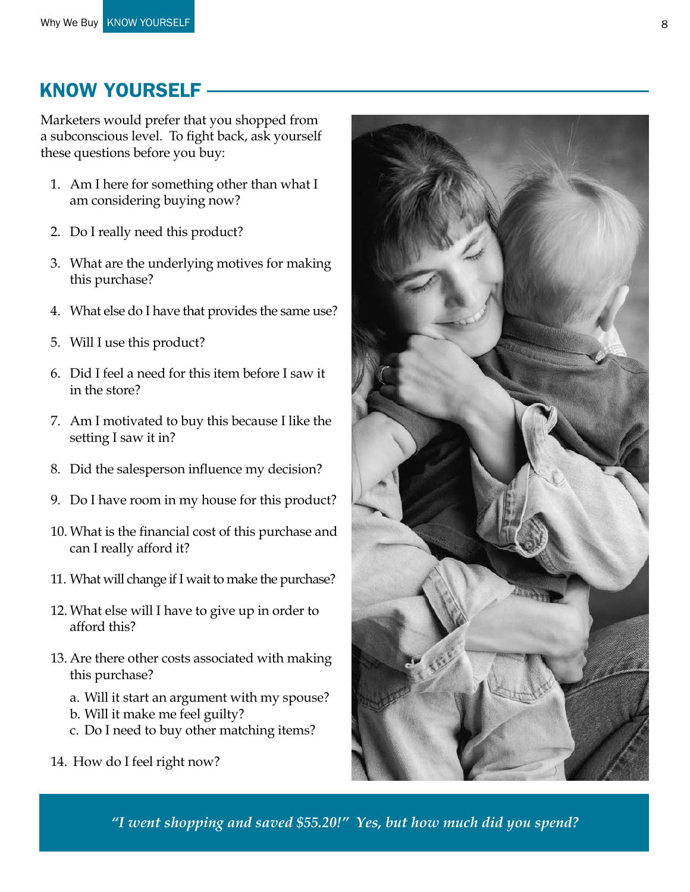## KNOW YOURSELF

Marketers would prefer that you shopped from a subconscious level. To fight back, ask yourself these questions before you buy:

1. Am I here for something other than what I am considering buying now?
2. Do I really need this product?
3. What are the underlying motives for making this purchase?
4. What else do I have that provides the same use?
5. Will I use this product?
6. Did I feel a need for this item before I saw it in the store?
7. Am I motivated to buy this because I like the setting I saw it in?
8. Did the salesperson influence my decision?
9. Do I have room in my house for this product?
10. What is the financial cost of this purchase and can I really afford it?
11. What will change if I wait to make the purchase?
12. What else will I have to give up in order to afford this?
13. Are there other costs associated with making this purchase?
    a. Will it start an argument with my spouse?
    b. Will it make me feel guilty?
    c. Do I need to buy other matching items?
14. How do I feel right now?

*"I went shopping and saved $55.20!" Yes, but how much did you spend?*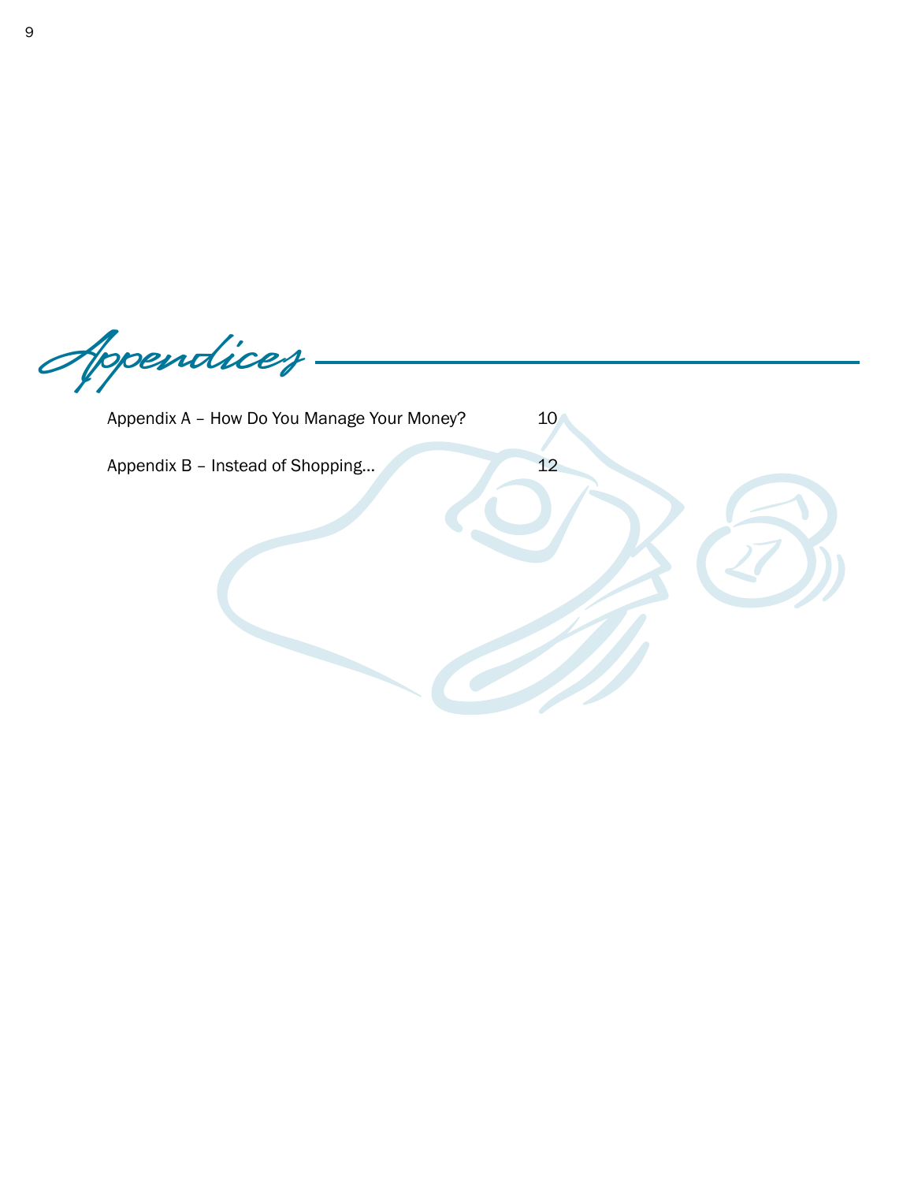# Appendices

| | |
|---|---|
| Appendix A – How Do You Manage Your Money? | 10 |
| Appendix B – Instead of Shopping… | 12 |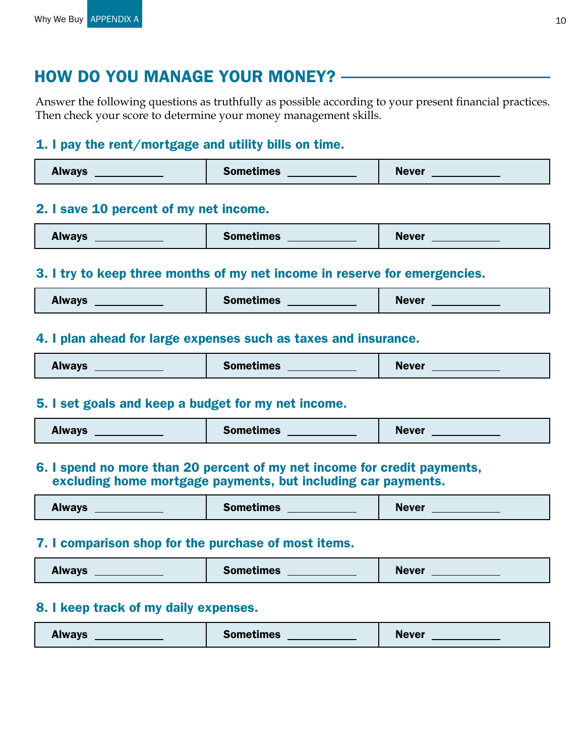## HOW DO YOU MANAGE YOUR MONEY?

Answer the following questions as truthfully as possible according to your present financial practices. Then check your score to determine your money management skills.

**1. I pay the rent/mortgage and utility bills on time.**

| Always ________ | Sometimes ________ | Never ________ |
|---|---|---|

**2. I save 10 percent of my net income.**

| Always ________ | Sometimes ________ | Never ________ |
|---|---|---|

**3. I try to keep three months of my net income in reserve for emergencies.**

| Always ________ | Sometimes ________ | Never ________ |
|---|---|---|

**4. I plan ahead for large expenses such as taxes and insurance.**

| Always ________ | Sometimes ________ | Never ________ |
|---|---|---|

**5. I set goals and keep a budget for my net income.**

| Always ________ | Sometimes ________ | Never ________ |
|---|---|---|

**6. I spend no more than 20 percent of my net income for credit payments, excluding home mortgage payments, but including car payments.**

| Always ________ | Sometimes ________ | Never ________ |
|---|---|---|

**7. I comparison shop for the purchase of most items.**

| Always ________ | Sometimes ________ | Never ________ |
|---|---|---|

**8. I keep track of my daily expenses.**

| Always ________ | Sometimes ________ | Never ________ |
|---|---|---|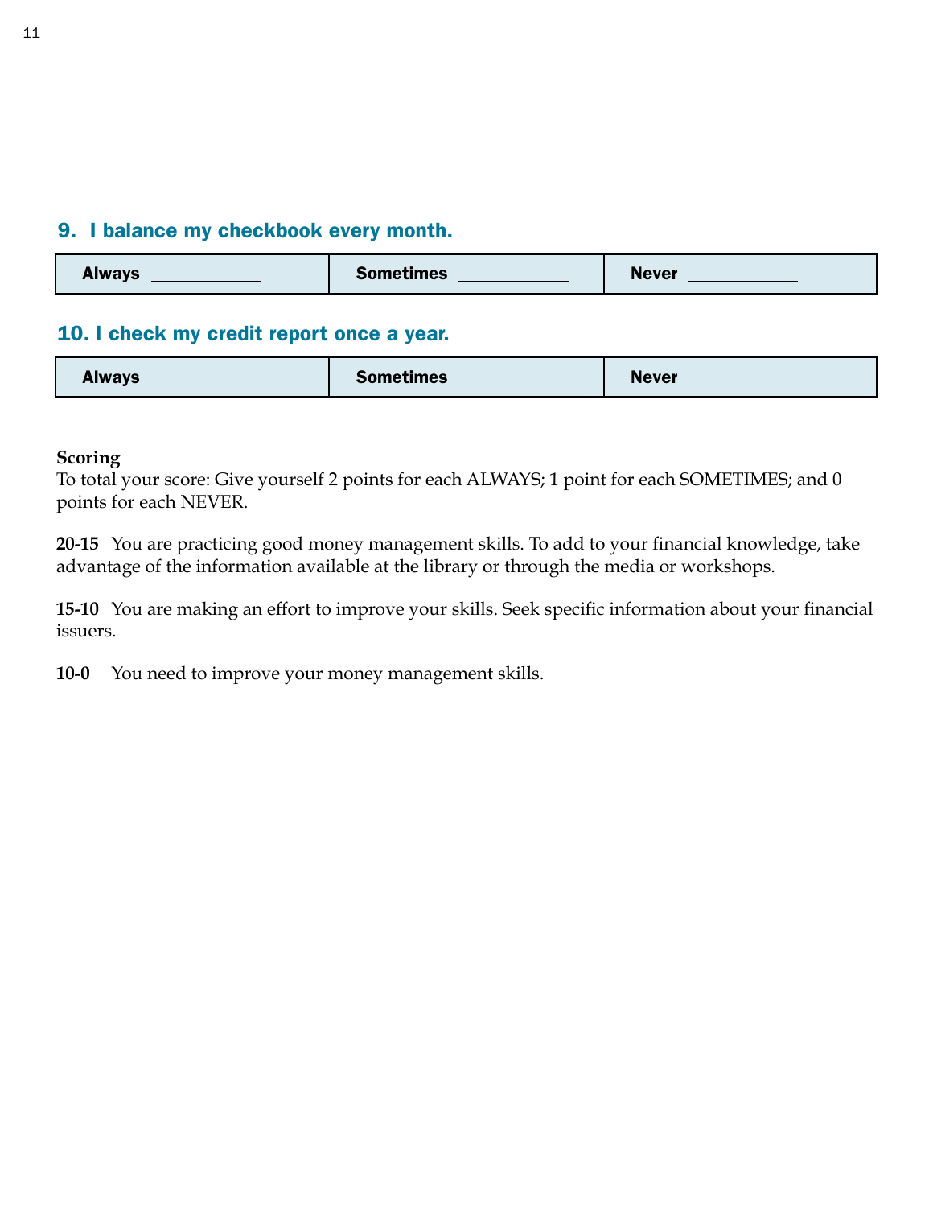### 9. I balance my checkbook every month.

| Always ___________ | Sometimes ___________ | Never ___________ |
|---|---|---|

### 10. I check my credit report once a year.

| Always ___________ | Sometimes ___________ | Never ___________ |
|---|---|---|

**Scoring**
To total your score: Give yourself 2 points for each ALWAYS; 1 point for each SOMETIMES; and 0 points for each NEVER.

**20-15** You are practicing good money management skills. To add to your financial knowledge, take advantage of the information available at the library or through the media or workshops.

**15-10** You are making an effort to improve your skills. Seek specific information about your financial issuers.

**10-0** You need to improve your money management skills.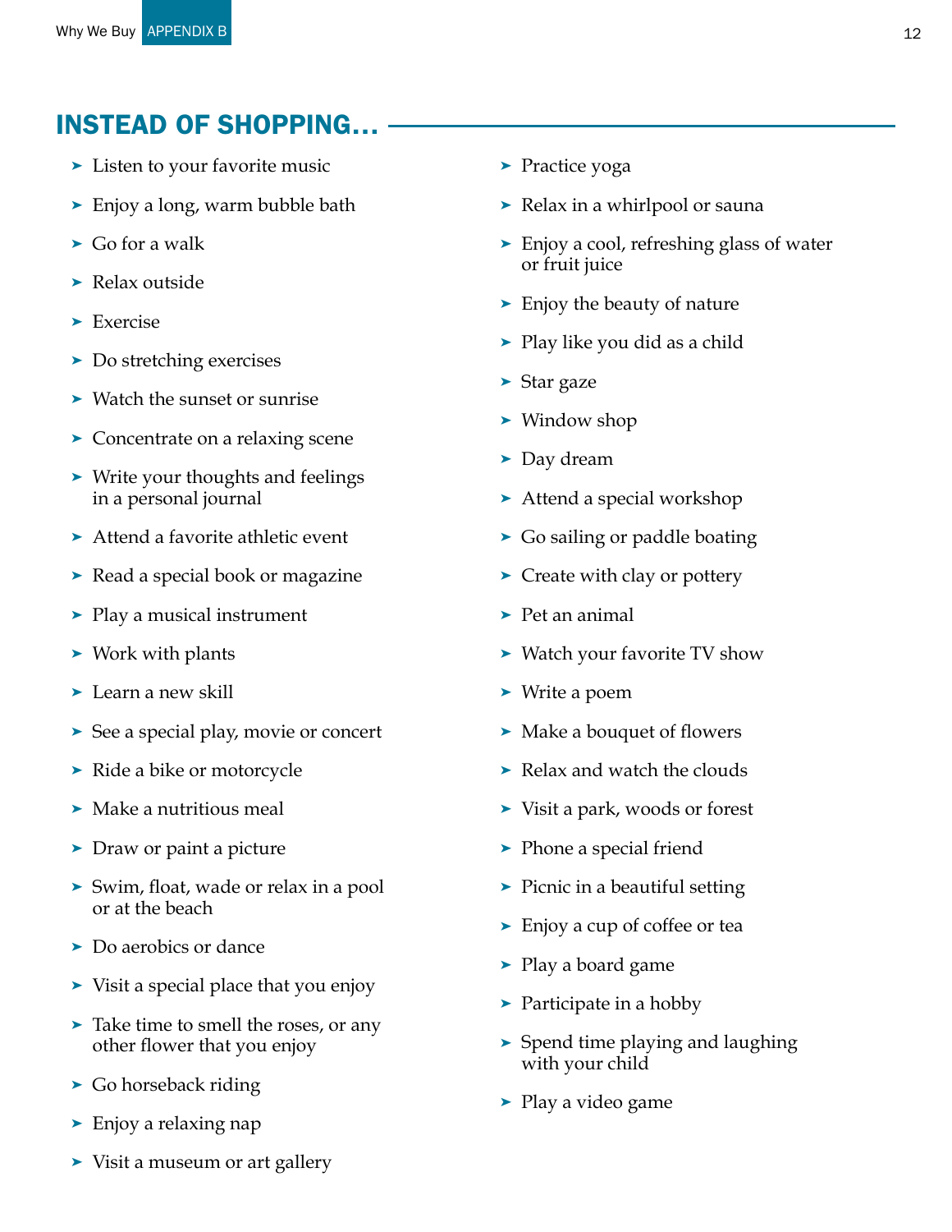## INSTEAD OF SHOPPING...

- Listen to your favorite music
- Enjoy a long, warm bubble bath
- Go for a walk
- Relax outside
- Exercise
- Do stretching exercises
- Watch the sunset or sunrise
- Concentrate on a relaxing scene
- Write your thoughts and feelings in a personal journal
- Attend a favorite athletic event
- Read a special book or magazine
- Play a musical instrument
- Work with plants
- Learn a new skill
- See a special play, movie or concert
- Ride a bike or motorcycle
- Make a nutritious meal
- Draw or paint a picture
- Swim, float, wade or relax in a pool or at the beach
- Do aerobics or dance
- Visit a special place that you enjoy
- Take time to smell the roses, or any other flower that you enjoy
- Go horseback riding
- Enjoy a relaxing nap
- Visit a museum or art gallery
- Practice yoga
- Relax in a whirlpool or sauna
- Enjoy a cool, refreshing glass of water or fruit juice
- Enjoy the beauty of nature
- Play like you did as a child
- Star gaze
- Window shop
- Day dream
- Attend a special workshop
- Go sailing or paddle boating
- Create with clay or pottery
- Pet an animal
- Watch your favorite TV show
- Write a poem
- Make a bouquet of flowers
- Relax and watch the clouds
- Visit a park, woods or forest
- Phone a special friend
- Picnic in a beautiful setting
- Enjoy a cup of coffee or tea
- Play a board game
- Participate in a hobby
- Spend time playing and laughing with your child
- Play a video game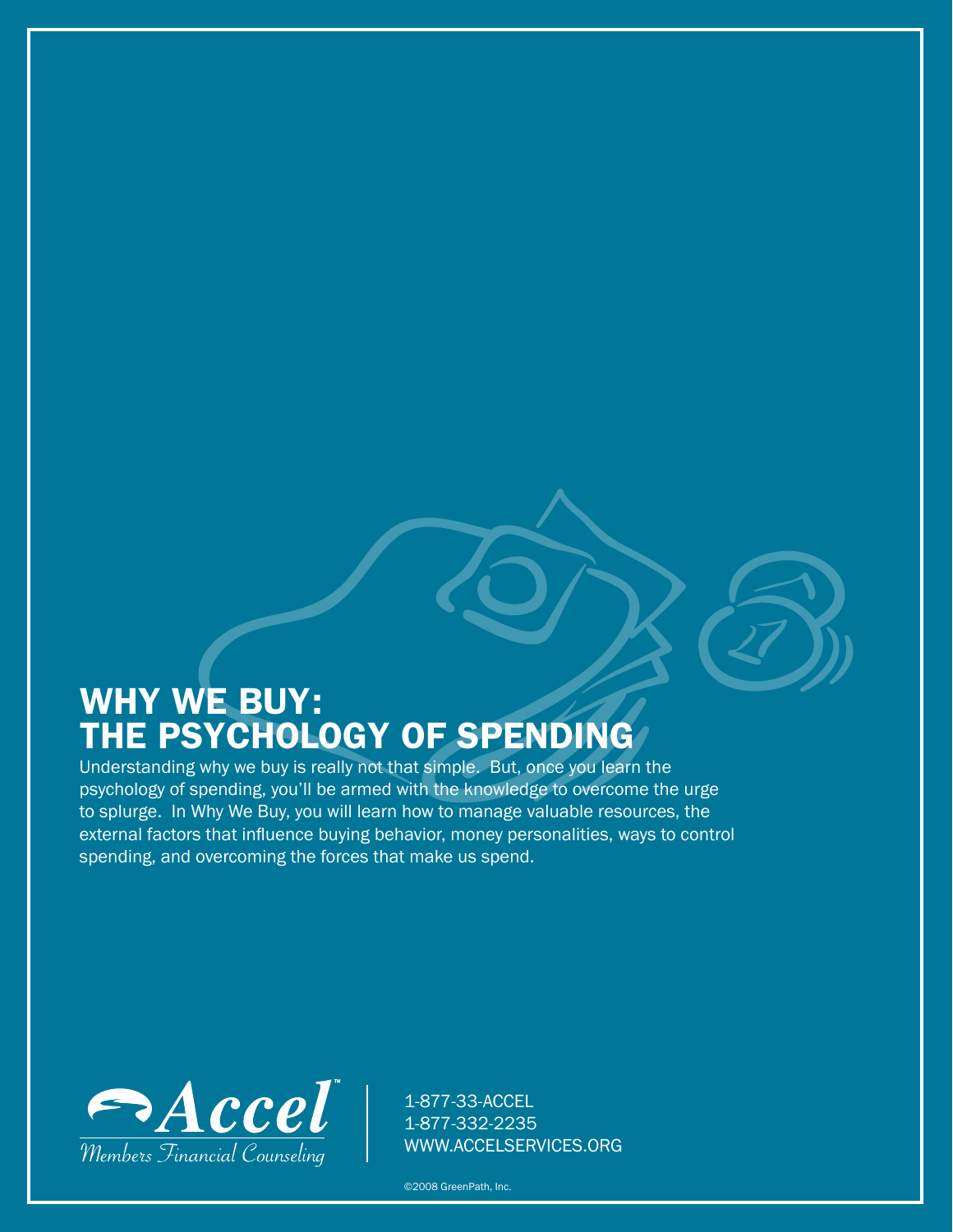# WHY WE BUY: THE PSYCHOLOGY OF SPENDING

Understanding why we buy is really not that simple. But, once you learn the psychology of spending, you'll be armed with the knowledge to overcome the urge to splurge. In Why We Buy, you will learn how to manage valuable resources, the external factors that influence buying behavior, money personalities, ways to control spending, and overcoming the forces that make us spend.

Accel™
Members Financial Counseling

1-877-33-ACCEL
1-877-332-2235
WWW.ACCELSERVICES.ORG

©2008 GreenPath, Inc.